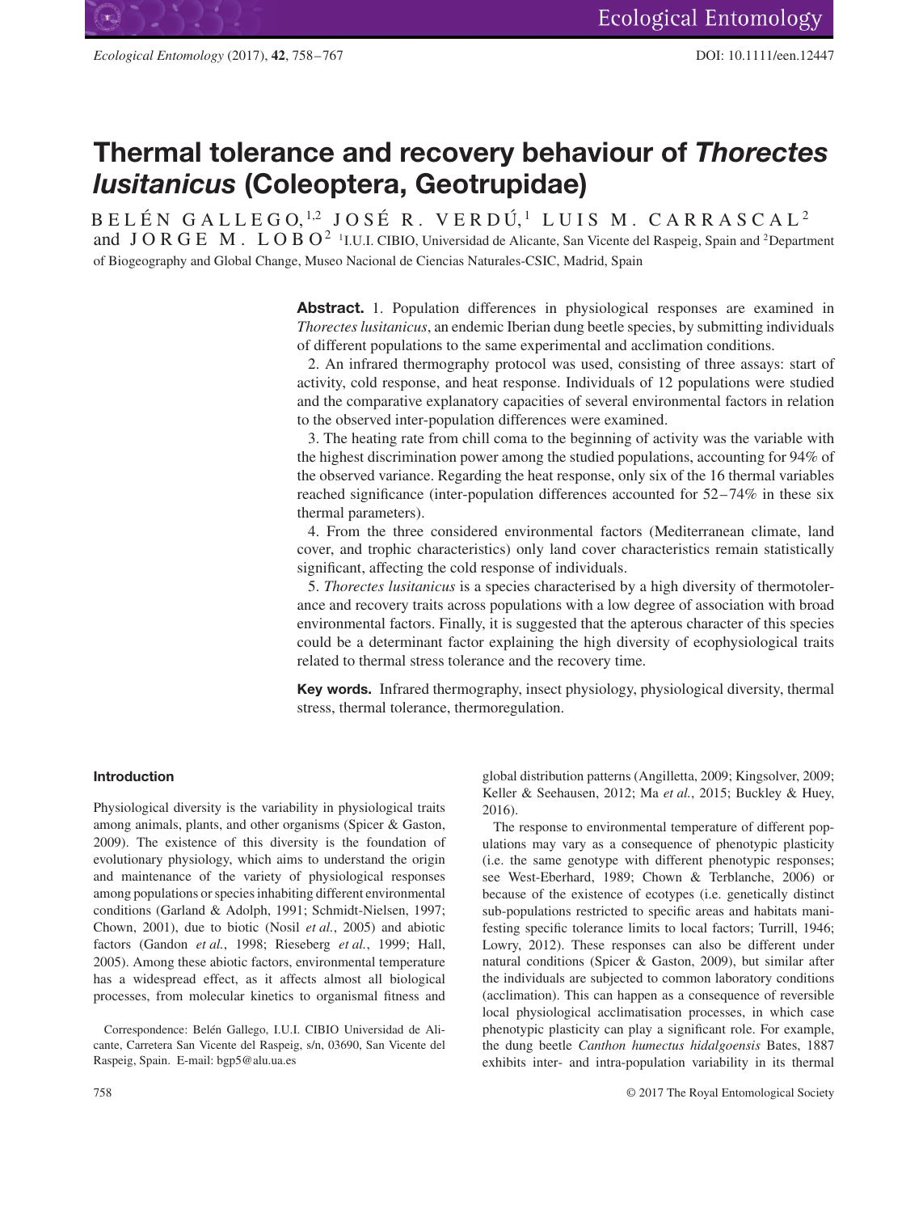# Thermal tolerance and recovery behaviour of *Thorectes lusitanicus* (Coleoptera, Geotrupidae)

BELÉN GALLEGO,[1,2] JOSÉ R. VERDÚ,[1] LUIS M. CARRASCAL[2] and JORGE M. LOBO[2] [1]I.U.I. CIBIO, Universidad de Alicante, San Vicente del Raspeig, Spain and [2]Department of Biogeography and Global Change, Museo Nacional de Ciencias Naturales-CSIC, Madrid, Spain

**Abstract.** 1. Population differences in physiological responses are examined in *Thorectes lusitanicus*, an endemic Iberian dung beetle species, by submitting individuals of different populations to the same experimental and acclimation conditions.

2. An infrared thermography protocol was used, consisting of three assays: start of activity, cold response, and heat response. Individuals of 12 populations were studied and the comparative explanatory capacities of several environmental factors in relation to the observed inter-population differences were examined.

3. The heating rate from chill coma to the beginning of activity was the variable with the highest discrimination power among the studied populations, accounting for 94% of the observed variance. Regarding the heat response, only six of the 16 thermal variables reached significance (inter-population differences accounted for 52–74% in these six thermal parameters).

4. From the three considered environmental factors (Mediterranean climate, land cover, and trophic characteristics) only land cover characteristics remain statistically significant, affecting the cold response of individuals.

5. *Thorectes lusitanicus* is a species characterised by a high diversity of thermotolerance and recovery traits across populations with a low degree of association with broad environmental factors. Finally, it is suggested that the apterous character of this species could be a determinant factor explaining the high diversity of ecophysiological traits related to thermal stress tolerance and the recovery time.

**Key words.** Infrared thermography, insect physiology, physiological diversity, thermal stress, thermal tolerance, thermoregulation.

## Introduction

Physiological diversity is the variability in physiological traits among animals, plants, and other organisms (Spicer & Gaston, 2009). The existence of this diversity is the foundation of evolutionary physiology, which aims to understand the origin and maintenance of the variety of physiological responses among populations or species inhabiting different environmental conditions (Garland & Adolph, 1991; Schmidt-Nielsen, 1997; Chown, 2001), due to biotic (Nosil *et al.*, 2005) and abiotic factors (Gandon *et al.*, 1998; Rieseberg *et al.*, 1999; Hall, 2005). Among these abiotic factors, environmental temperature has a widespread effect, as it affects almost all biological processes, from molecular kinetics to organismal fitness and global distribution patterns (Angilletta, 2009; Kingsolver, 2009; Keller & Seehausen, 2012; Ma *et al.*, 2015; Buckley & Huey, 2016).

The response to environmental temperature of different populations may vary as a consequence of phenotypic plasticity (i.e. the same genotype with different phenotypic responses; see West-Eberhard, 1989; Chown & Terblanche, 2006) or because of the existence of ecotypes (i.e. genetically distinct sub-populations restricted to specific areas and habitats manifesting specific tolerance limits to local factors; Turrill, 1946; Lowry, 2012). These responses can also be different under natural conditions (Spicer & Gaston, 2009), but similar after the individuals are subjected to common laboratory conditions (acclimation). This can happen as a consequence of reversible local physiological acclimatisation processes, in which case phenotypic plasticity can play a significant role. For example, the dung beetle *Canthon humectus hidalgoensis* Bates, 1887 exhibits inter- and intra-population variability in its thermal

Correspondence: Belén Gallego, I.U.I. CIBIO Universidad de Alicante, Carretera San Vicente del Raspeig, s/n, 03690, San Vicente del Raspeig, Spain. E-mail: bgp5@alu.ua.es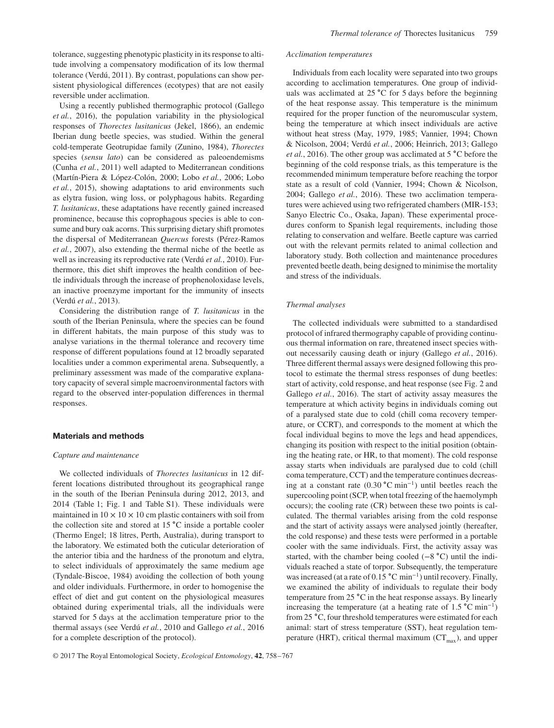tolerance, suggesting phenotypic plasticity in its response to altitude involving a compensatory modification of its low thermal tolerance (Verdú, 2011). By contrast, populations can show persistent physiological differences (ecotypes) that are not easily reversible under acclimation.

Using a recently published thermographic protocol (Gallego *et al.*, 2016), the population variability in the physiological responses of *Thorectes lusitanicus* (Jekel, 1866), an endemic Iberian dung beetle species, was studied. Within the general cold-temperate Geotrupidae family (Zunino, 1984), *Thorectes* species (*sensu lato*) can be considered as paleoendemisms (Cunha *et al.*, 2011) well adapted to Mediterranean conditions (Martín-Piera & López-Colón, 2000; Lobo *et al.*, 2006; Lobo *et al.*, 2015), showing adaptations to arid environments such as elytra fusion, wing loss, or polyphagous habits. Regarding *T. lusitanicus*, these adaptations have recently gained increased prominence, because this coprophagous species is able to consume and bury oak acorns. This surprising dietary shift promotes the dispersal of Mediterranean *Quercus* forests (Pérez-Ramos *et al.*, 2007), also extending the thermal niche of the beetle as well as increasing its reproductive rate (Verdú *et al.*, 2010). Furthermore, this diet shift improves the health condition of beetle individuals through the increase of prophenoloxidase levels, an inactive proenzyme important for the immunity of insects (Verdú *et al.*, 2013).

Considering the distribution range of *T. lusitanicus* in the south of the Iberian Peninsula, where the species can be found in different habitats, the main purpose of this study was to analyse variations in the thermal tolerance and recovery time response of different populations found at 12 broadly separated localities under a common experimental arena. Subsequently, a preliminary assessment was made of the comparative explanatory capacity of several simple macroenvironmental factors with regard to the observed inter-population differences in thermal responses.

## Materials and methods

### *Capture and maintenance*

We collected individuals of *Thorectes lusitanicus* in 12 different locations distributed throughout its geographical range in the south of the Iberian Peninsula during 2012, 2013, and 2014 (Table 1; Fig. 1 and Table S1). These individuals were maintained in 10 × 10 × 10 cm plastic containers with soil from the collection site and stored at 15 °C inside a portable cooler (Thermo Engel; 18 litres, Perth, Australia), during transport to the laboratory. We estimated both the cuticular deterioration of the anterior tibia and the hardness of the pronotum and elytra, to select individuals of approximately the same medium age (Tyndale-Biscoe, 1984) avoiding the collection of both young and older individuals. Furthermore, in order to homogenise the effect of diet and gut content on the physiological measures obtained during experimental trials, all the individuals were starved for 5 days at the acclimation temperature prior to the thermal assays (see Verdú *et al.*, 2010 and Gallego *et al.*, 2016 for a complete description of the protocol).

### *Acclimation temperatures*

Individuals from each locality were separated into two groups according to acclimation temperatures. One group of individuals was acclimated at 25 °C for 5 days before the beginning of the heat response assay. This temperature is the minimum required for the proper function of the neuromuscular system, being the temperature at which insect individuals are active without heat stress (May, 1979, 1985; Vannier, 1994; Chown & Nicolson, 2004; Verdú *et al.*, 2006; Heinrich, 2013; Gallego *et al.*, 2016). The other group was acclimated at 5 °C before the beginning of the cold response trials, as this temperature is the recommended minimum temperature before reaching the torpor state as a result of cold (Vannier, 1994; Chown & Nicolson, 2004; Gallego *et al.*, 2016). These two acclimation temperatures were achieved using two refrigerated chambers (MIR-153; Sanyo Electric Co., Osaka, Japan). These experimental procedures conform to Spanish legal requirements, including those relating to conservation and welfare. Beetle capture was carried out with the relevant permits related to animal collection and laboratory study. Both collection and maintenance procedures prevented beetle death, being designed to minimise the mortality and stress of the individuals.

### *Thermal analyses*

The collected individuals were submitted to a standardised protocol of infrared thermography capable of providing continuous thermal information on rare, threatened insect species without necessarily causing death or injury (Gallego *et al.*, 2016). Three different thermal assays were designed following this protocol to estimate the thermal stress responses of dung beetles: start of activity, cold response, and heat response (see Fig. 2 and Gallego *et al.*, 2016). The start of activity assay measures the temperature at which activity begins in individuals coming out of a paralysed state due to cold (chill coma recovery temperature, or CCRT), and corresponds to the moment at which the focal individual begins to move the legs and head appendices, changing its position with respect to the initial position (obtaining the heating rate, or HR, to that moment). The cold response assay starts when individuals are paralysed due to cold (chill coma temperature, CCT) and the temperature continues decreasing at a constant rate ($0.30\,°\mathrm{C\,min^{-1}}$) until beetles reach the supercooling point (SCP, when total freezing of the haemolymph occurs); the cooling rate (CR) between these two points is calculated. The thermal variables arising from the cold response and the start of activity assays were analysed jointly (hereafter, the cold response) and these tests were performed in a portable cooler with the same individuals. First, the activity assay was started, with the chamber being cooled (−8 °C) until the individuals reached a state of torpor. Subsequently, the temperature was increased (at a rate of $0.15\,°\mathrm{C\,min^{-1}}$) until recovery. Finally, we examined the ability of individuals to regulate their body temperature from 25 °C in the heat response assays. By linearly increasing the temperature (at a heating rate of $1.5\,°\mathrm{C\,min^{-1}}$) from 25 °C, four threshold temperatures were estimated for each animal: start of stress temperature (SST), heat regulation temperature (HRT), critical thermal maximum ($CT_{max}$), and upper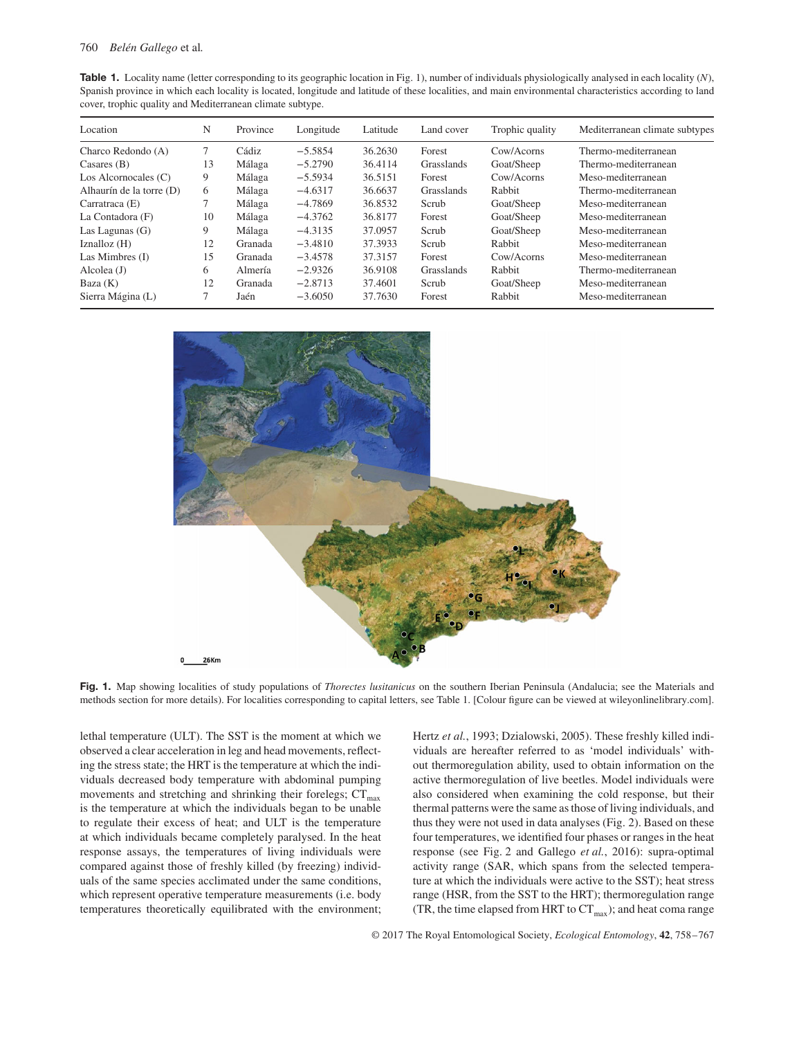**Table 1.** Locality name (letter corresponding to its geographic location in Fig. 1), number of individuals physiologically analysed in each locality (*N*), Spanish province in which each locality is located, longitude and latitude of these localities, and main environmental characteristics according to land cover, trophic quality and Mediterranean climate subtype.

| Location | N | Province | Longitude | Latitude | Land cover | Trophic quality | Mediterranean climate subtypes |
|---|---|---|---|---|---|---|---|
| Charco Redondo (A) | 7 | Cádiz | −5.5854 | 36.2630 | Forest | Cow/Acorns | Thermo-mediterranean |
| Casares (B) | 13 | Málaga | −5.2790 | 36.4114 | Grasslands | Goat/Sheep | Thermo-mediterranean |
| Los Alcornocales (C) | 9 | Málaga | −5.5934 | 36.5151 | Forest | Cow/Acorns | Meso-mediterranean |
| Alhaurín de la torre (D) | 6 | Málaga | −4.6317 | 36.6637 | Grasslands | Rabbit | Thermo-mediterranean |
| Carratraca (E) | 7 | Málaga | −4.7869 | 36.8532 | Scrub | Goat/Sheep | Meso-mediterranean |
| La Contadora (F) | 10 | Málaga | −4.3762 | 36.8177 | Forest | Goat/Sheep | Meso-mediterranean |
| Las Lagunas (G) | 9 | Málaga | −4.3135 | 37.0957 | Scrub | Goat/Sheep | Meso-mediterranean |
| Iznalloz (H) | 12 | Granada | −3.4810 | 37.3933 | Scrub | Rabbit | Meso-mediterranean |
| Las Mimbres (I) | 15 | Granada | −3.4578 | 37.3157 | Forest | Cow/Acorns | Meso-mediterranean |
| Alcolea (J) | 6 | Almería | −2.9326 | 36.9108 | Grasslands | Rabbit | Thermo-mediterranean |
| Baza (K) | 12 | Granada | −2.8713 | 37.4601 | Scrub | Goat/Sheep | Meso-mediterranean |
| Sierra Mágina (L) | 7 | Jaén | −3.6050 | 37.7630 | Forest | Rabbit | Meso-mediterranean |

**Fig. 1.** Map showing localities of study populations of *Thorectes lusitanicus* on the southern Iberian Peninsula (Andalucia; see the Materials and methods section for more details). For localities corresponding to capital letters, see Table 1. [Colour figure can be viewed at wileyonlinelibrary.com].

lethal temperature (ULT). The SST is the moment at which we observed a clear acceleration in leg and head movements, reflecting the stress state; the HRT is the temperature at which the individuals decreased body temperature with abdominal pumping movements and stretching and shrinking their forelegs; $CT_{max}$ is the temperature at which the individuals began to be unable to regulate their excess of heat; and ULT is the temperature at which individuals became completely paralysed. In the heat response assays, the temperatures of living individuals were compared against those of freshly killed (by freezing) individuals of the same species acclimated under the same conditions, which represent operative temperature measurements (i.e. body temperatures theoretically equilibrated with the environment; Hertz *et al.*, 1993; Dzialowski, 2005). These freshly killed individuals are hereafter referred to as 'model individuals' without thermoregulation ability, used to obtain information on the active thermoregulation of live beetles. Model individuals were also considered when examining the cold response, but their thermal patterns were the same as those of living individuals, and thus they were not used in data analyses (Fig. 2). Based on these four temperatures, we identified four phases or ranges in the heat response (see Fig. 2 and Gallego *et al.*, 2016): supra-optimal activity range (SAR, which spans from the selected temperature at which the individuals were active to the SST); heat stress range (HSR, from the SST to the HRT); thermoregulation range (TR, the time elapsed from HRT to $CT_{max}$); and heat coma range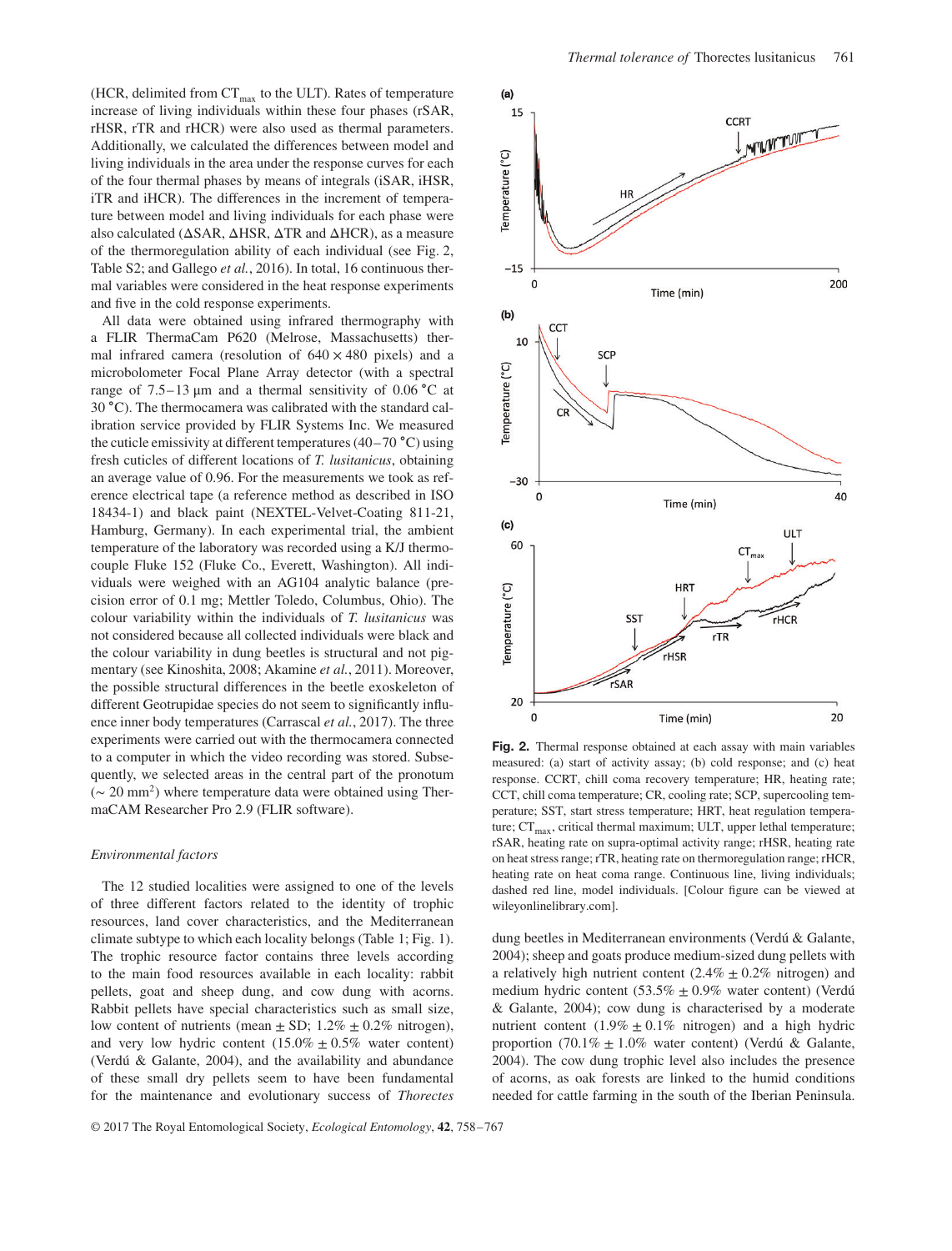(HCR, delimited from $CT_{max}$ to the ULT). Rates of temperature increase of living individuals within these four phases (rSAR, rHSR, rTR and rHCR) were also used as thermal parameters. Additionally, we calculated the differences between model and living individuals in the area under the response curves for each of the four thermal phases by means of integrals (iSAR, iHSR, iTR and iHCR). The differences in the increment of temperature between model and living individuals for each phase were also calculated (ΔSAR, ΔHSR, ΔTR and ΔHCR), as a measure of the thermoregulation ability of each individual (see Fig. 2, Table S2; and Gallego *et al.*, 2016). In total, 16 continuous thermal variables were considered in the heat response experiments and five in the cold response experiments.

All data were obtained using infrared thermography with a FLIR ThermaCam P620 (Melrose, Massachusetts) thermal infrared camera (resolution of 640 × 480 pixels) and a microbolometer Focal Plane Array detector (with a spectral range of 7.5–13 μm and a thermal sensitivity of 0.06 °C at 30 °C). The thermocamera was calibrated with the standard calibration service provided by FLIR Systems Inc. We measured the cuticle emissivity at different temperatures (40–70 °C) using fresh cuticles of different locations of *T. lusitanicus*, obtaining an average value of 0.96. For the measurements we took as reference electrical tape (a reference method as described in ISO 18434-1) and black paint (NEXTEL-Velvet-Coating 811-21, Hamburg, Germany). In each experimental trial, the ambient temperature of the laboratory was recorded using a K/J thermocouple Fluke 152 (Fluke Co., Everett, Washington). All individuals were weighed with an AG104 analytic balance (precision error of 0.1 mg; Mettler Toledo, Columbus, Ohio). The colour variability within the individuals of *T. lusitanicus* was not considered because all collected individuals were black and the colour variability in dung beetles is structural and not pigmentary (see Kinoshita, 2008; Akamine *et al.*, 2011). Moreover, the possible structural differences in the beetle exoskeleton of different Geotrupidae species do not seem to significantly influence inner body temperatures (Carrascal *et al.*, 2017). The three experiments were carried out with the thermocamera connected to a computer in which the video recording was stored. Subsequently, we selected areas in the central part of the pronotum (~ 20 mm$^2$) where temperature data were obtained using ThermaCAM Researcher Pro 2.9 (FLIR software).

### *Environmental factors*

The 12 studied localities were assigned to one of the levels of three different factors related to the identity of trophic resources, land cover characteristics, and the Mediterranean climate subtype to which each locality belongs (Table 1; Fig. 1). The trophic resource factor contains three levels according to the main food resources available in each locality: rabbit pellets, goat and sheep dung, and cow dung with acorns. Rabbit pellets have special characteristics such as small size, low content of nutrients (mean ± SD; 1.2% ± 0.2% nitrogen), and very low hydric content (15.0% ± 0.5% water content) (Verdú & Galante, 2004), and the availability and abundance of these small dry pellets seem to have been fundamental for the maintenance and evolutionary success of *Thorectes* dung beetles in Mediterranean environments (Verdú & Galante, 2004); sheep and goats produce medium-sized dung pellets with a relatively high nutrient content (2.4% ± 0.2% nitrogen) and medium hydric content (53.5% ± 0.9% water content) (Verdú & Galante, 2004); cow dung is characterised by a moderate nutrient content (1.9% ± 0.1% nitrogen) and a high hydric proportion (70.1% ± 1.0% water content) (Verdú & Galante, 2004). The cow dung trophic level also includes the presence of acorns, as oak forests are linked to the humid conditions needed for cattle farming in the south of the Iberian Peninsula.

**Fig. 2.** Thermal response obtained at each assay with main variables measured: (a) start of activity assay; (b) cold response; and (c) heat response. CCRT, chill coma recovery temperature; HR, heating rate; CCT, chill coma temperature; CR, cooling rate; SCP, supercooling temperature; SST, start stress temperature; HRT, heat regulation temperature; $CT_{max}$, critical thermal maximum; ULT, upper lethal temperature; rSAR, heating rate on supra-optimal activity range; rHSR, heating rate on heat stress range; rTR, heating rate on thermoregulation range; rHCR, heating rate on heat coma range. Continuous line, living individuals; dashed red line, model individuals. [Colour figure can be viewed at wileyonlinelibrary.com].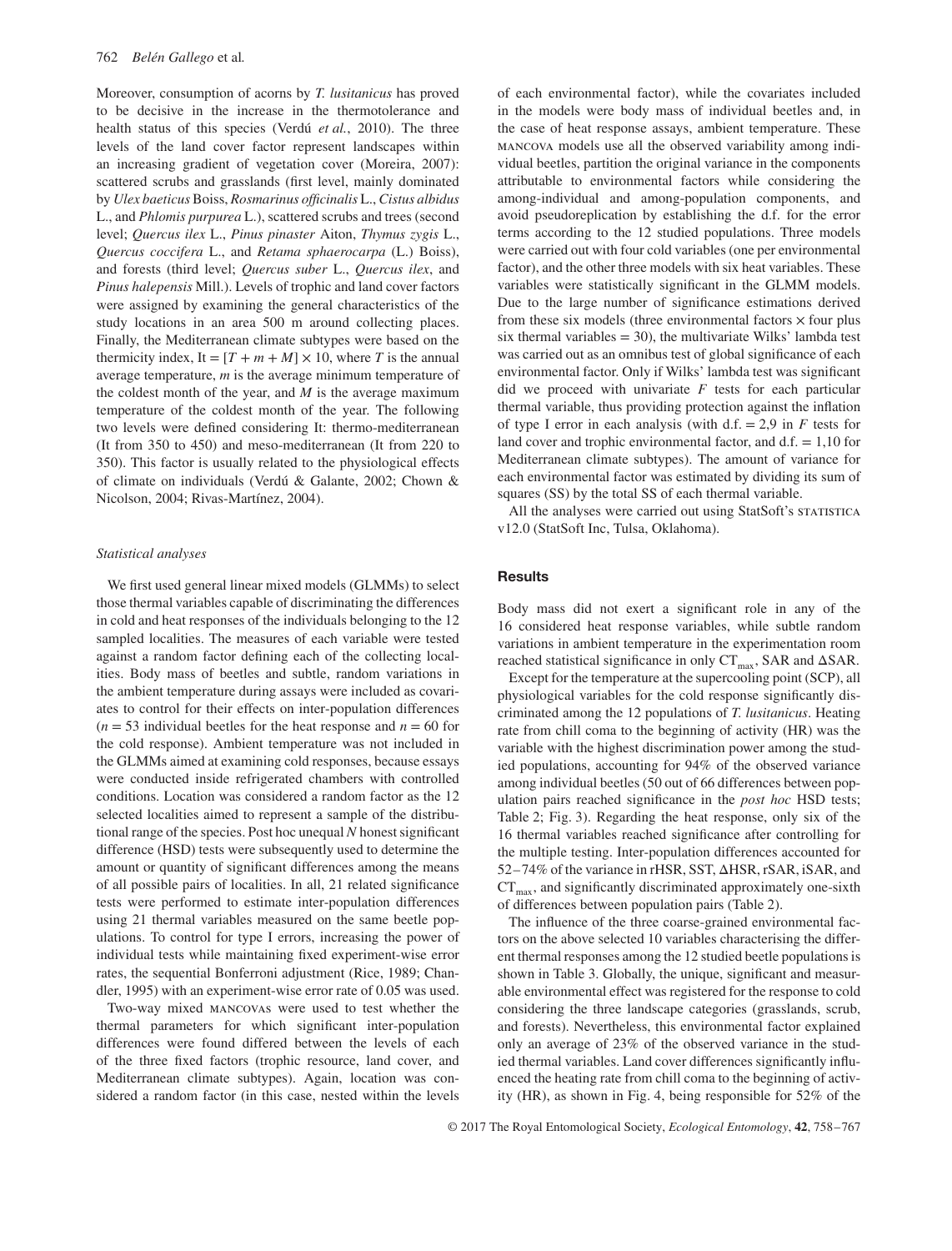Moreover, consumption of acorns by *T. lusitanicus* has proved to be decisive in the increase in the thermotolerance and health status of this species (Verdú *et al.*, 2010). The three levels of the land cover factor represent landscapes within an increasing gradient of vegetation cover (Moreira, 2007): scattered scrubs and grasslands (first level, mainly dominated by *Ulex baeticus* Boiss, *Rosmarinus officinalis* L., *Cistus albidus* L., and *Phlomis purpurea* L.), scattered scrubs and trees (second level; *Quercus ilex* L., *Pinus pinaster* Aiton, *Thymus zygis* L., *Quercus coccifera* L., and *Retama sphaerocarpa* (L.) Boiss), and forests (third level; *Quercus suber* L., *Quercus ilex*, and *Pinus halepensis* Mill.). Levels of trophic and land cover factors were assigned by examining the general characteristics of the study locations in an area 500 m around collecting places. Finally, the Mediterranean climate subtypes were based on the thermicity index, $It = [T + m + M] \times 10$, where $T$ is the annual average temperature, $m$ is the average minimum temperature of the coldest month of the year, and $M$ is the average maximum temperature of the coldest month of the year. The following two levels were defined considering It: thermo-mediterranean (It from 350 to 450) and meso-mediterranean (It from 220 to 350). This factor is usually related to the physiological effects of climate on individuals (Verdú & Galante, 2002; Chown & Nicolson, 2004; Rivas-Martínez, 2004).

### *Statistical analyses*

We first used general linear mixed models (GLMMs) to select those thermal variables capable of discriminating the differences in cold and heat responses of the individuals belonging to the 12 sampled localities. The measures of each variable were tested against a random factor defining each of the collecting localities. Body mass of beetles and subtle, random variations in the ambient temperature during assays were included as covariates to control for their effects on inter-population differences ($n = 53$ individual beetles for the heat response and $n = 60$ for the cold response). Ambient temperature was not included in the GLMMs aimed at examining cold responses, because essays were conducted inside refrigerated chambers with controlled conditions. Location was considered a random factor as the 12 selected localities aimed to represent a sample of the distributional range of the species. Post hoc unequal *N* honest significant difference (HSD) tests were subsequently used to determine the amount or quantity of significant differences among the means of all possible pairs of localities. In all, 21 related significance tests were performed to estimate inter-population differences using 21 thermal variables measured on the same beetle populations. To control for type I errors, increasing the power of individual tests while maintaining fixed experiment-wise error rates, the sequential Bonferroni adjustment (Rice, 1989; Chandler, 1995) with an experiment-wise error rate of 0.05 was used.

Two-way mixed MANCOVAs were used to test whether the thermal parameters for which significant inter-population differences were found differed between the levels of each of the three fixed factors (trophic resource, land cover, and Mediterranean climate subtypes). Again, location was considered a random factor (in this case, nested within the levels of each environmental factor), while the covariates included in the models were body mass of individual beetles and, in the case of heat response assays, ambient temperature. These MANCOVA models use all the observed variability among individual beetles, partition the original variance in the components attributable to environmental factors while considering the among-individual and among-population components, and avoid pseudoreplication by establishing the d.f. for the error terms according to the 12 studied populations. Three models were carried out with four cold variables (one per environmental factor), and the other three models with six heat variables. These variables were statistically significant in the GLMM models. Due to the large number of significance estimations derived from these six models (three environmental factors × four plus six thermal variables = 30), the multivariate Wilks' lambda test was carried out as an omnibus test of global significance of each environmental factor. Only if Wilks' lambda test was significant did we proceed with univariate *F* tests for each particular thermal variable, thus providing protection against the inflation of type I error in each analysis (with d.f. = 2,9 in *F* tests for land cover and trophic environmental factor, and d.f. = 1,10 for Mediterranean climate subtypes). The amount of variance for each environmental factor was estimated by dividing its sum of squares (SS) by the total SS of each thermal variable.

All the analyses were carried out using StatSoft's STATISTICA v12.0 (StatSoft Inc, Tulsa, Oklahoma).

## Results

Body mass did not exert a significant role in any of the 16 considered heat response variables, while subtle random variations in ambient temperature in the experimentation room reached statistical significance in only $CT_{max}$, SAR and ΔSAR.

Except for the temperature at the supercooling point (SCP), all physiological variables for the cold response significantly discriminated among the 12 populations of *T. lusitanicus*. Heating rate from chill coma to the beginning of activity (HR) was the variable with the highest discrimination power among the studied populations, accounting for 94% of the observed variance among individual beetles (50 out of 66 differences between population pairs reached significance in the *post hoc* HSD tests; Table 2; Fig. 3). Regarding the heat response, only six of the 16 thermal variables reached significance after controlling for the multiple testing. Inter-population differences accounted for 52–74% of the variance in rHSR, SST, ΔHSR, rSAR, iSAR, and $CT_{max}$, and significantly discriminated approximately one-sixth of differences between population pairs (Table 2).

The influence of the three coarse-grained environmental factors on the above selected 10 variables characterising the different thermal responses among the 12 studied beetle populations is shown in Table 3. Globally, the unique, significant and measurable environmental effect was registered for the response to cold considering the three landscape categories (grasslands, scrub, and forests). Nevertheless, this environmental factor explained only an average of 23% of the observed variance in the studied thermal variables. Land cover differences significantly influenced the heating rate from chill coma to the beginning of activity (HR), as shown in Fig. 4, being responsible for 52% of the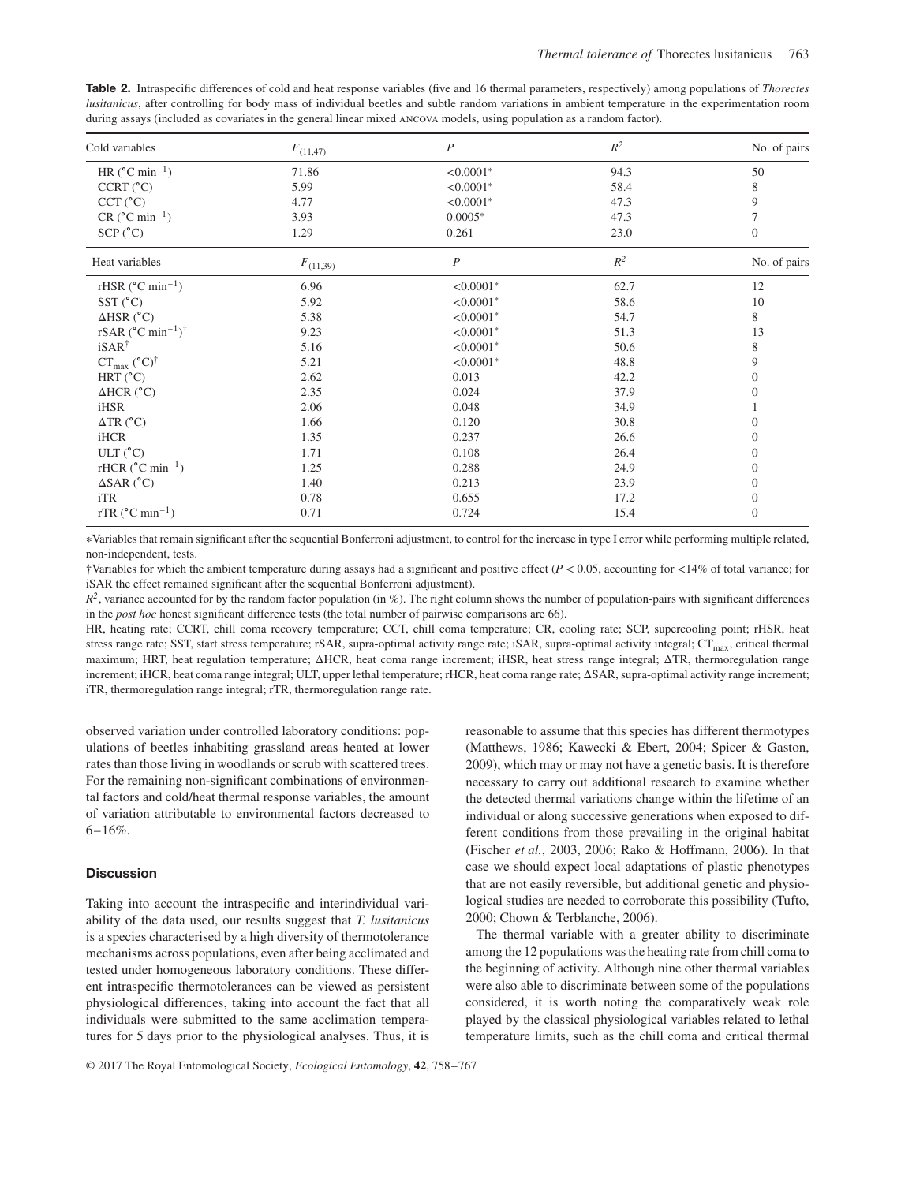**Table 2.** Intraspecific differences of cold and heat response variables (five and 16 thermal parameters, respectively) among populations of *Thorectes lusitanicus*, after controlling for body mass of individual beetles and subtle random variations in ambient temperature in the experimentation room during assays (included as covariates in the general linear mixed ANCOVA models, using population as a random factor).

| Cold variables | $F_{(11,47)}$ | $P$ | $R^2$ | No. of pairs |
|---|---|---|---|---|
| HR (°C min$^{-1}$) | 71.86 | <0.0001* | 94.3 | 50 |
| CCRT (°C) | 5.99 | <0.0001* | 58.4 | 8 |
| CCT (°C) | 4.77 | <0.0001* | 47.3 | 9 |
| CR (°C min$^{-1}$) | 3.93 | 0.0005* | 47.3 | 7 |
| SCP (°C) | 1.29 | 0.261 | 23.0 | 0 |
| **Heat variables** | $F_{(11,39)}$ | $P$ | $R^2$ | **No. of pairs** |
| rHSR (°C min$^{-1}$) | 6.96 | <0.0001* | 62.7 | 12 |
| SST (°C) | 5.92 | <0.0001* | 58.6 | 10 |
| ΔHSR (°C) | 5.38 | <0.0001* | 54.7 | 8 |
| rSAR (°C min$^{-1}$)† | 9.23 | <0.0001* | 51.3 | 13 |
| iSAR† | 5.16 | <0.0001* | 50.6 | 8 |
| $CT_{max}$ (°C)† | 5.21 | <0.0001* | 48.8 | 9 |
| HRT (°C) | 2.62 | 0.013 | 42.2 | 0 |
| ΔHCR (°C) | 2.35 | 0.024 | 37.9 | 0 |
| iHSR | 2.06 | 0.048 | 34.9 | 1 |
| ΔTR (°C) | 1.66 | 0.120 | 30.8 | 0 |
| iHCR | 1.35 | 0.237 | 26.6 | 0 |
| ULT (°C) | 1.71 | 0.108 | 26.4 | 0 |
| rHCR (°C min$^{-1}$) | 1.25 | 0.288 | 24.9 | 0 |
| ΔSAR (°C) | 1.40 | 0.213 | 23.9 | 0 |
| iTR | 0.78 | 0.655 | 17.2 | 0 |
| rTR (°C min$^{-1}$) | 0.71 | 0.724 | 15.4 | 0 |

*Variables that remain significant after the sequential Bonferroni adjustment, to control for the increase in type I error while performing multiple related, non-independent, tests.

†Variables for which the ambient temperature during assays had a significant and positive effect ($P < 0.05$, accounting for <14% of total variance; for iSAR the effect remained significant after the sequential Bonferroni adjustment).

$R^2$, variance accounted for by the random factor population (in %). The right column shows the number of population-pairs with significant differences in the *post hoc* honest significant difference tests (the total number of pairwise comparisons are 66).

HR, heating rate; CCRT, chill coma recovery temperature; CCT, chill coma temperature; CR, cooling rate; SCP, supercooling point; rHSR, heat stress range rate; SST, start stress temperature; rSAR, supra-optimal activity range rate; iSAR, supra-optimal activity integral; $CT_{max}$, critical thermal maximum; HRT, heat regulation temperature; ΔHCR, heat coma range increment; iHSR, heat stress range integral; ΔTR, thermoregulation range increment; iHCR, heat coma range integral; ULT, upper lethal temperature; rHCR, heat coma range rate; ΔSAR, supra-optimal activity range increment; iTR, thermoregulation range integral; rTR, thermoregulation range rate.

observed variation under controlled laboratory conditions: populations of beetles inhabiting grassland areas heated at lower rates than those living in woodlands or scrub with scattered trees. For the remaining non-significant combinations of environmental factors and cold/heat thermal response variables, the amount of variation attributable to environmental factors decreased to 6–16%.

## Discussion

Taking into account the intraspecific and interindividual variability of the data used, our results suggest that *T. lusitanicus* is a species characterised by a high diversity of thermotolerance mechanisms across populations, even after being acclimated and tested under homogeneous laboratory conditions. These different intraspecific thermotolerances can be viewed as persistent physiological differences, taking into account the fact that all individuals were submitted to the same acclimation temperatures for 5 days prior to the physiological analyses. Thus, it is reasonable to assume that this species has different thermotypes (Matthews, 1986; Kawecki & Ebert, 2004; Spicer & Gaston, 2009), which may or may not have a genetic basis. It is therefore necessary to carry out additional research to examine whether the detected thermal variations change within the lifetime of an individual or along successive generations when exposed to different conditions from those prevailing in the original habitat (Fischer *et al.*, 2003, 2006; Rako & Hoffmann, 2006). In that case we should expect local adaptations of plastic phenotypes that are not easily reversible, but additional genetic and physiological studies are needed to corroborate this possibility (Tufto, 2000; Chown & Terblanche, 2006).

The thermal variable with a greater ability to discriminate among the 12 populations was the heating rate from chill coma to the beginning of activity. Although nine other thermal variables were also able to discriminate between some of the populations considered, it is worth noting the comparatively weak role played by the classical physiological variables related to lethal temperature limits, such as the chill coma and critical thermal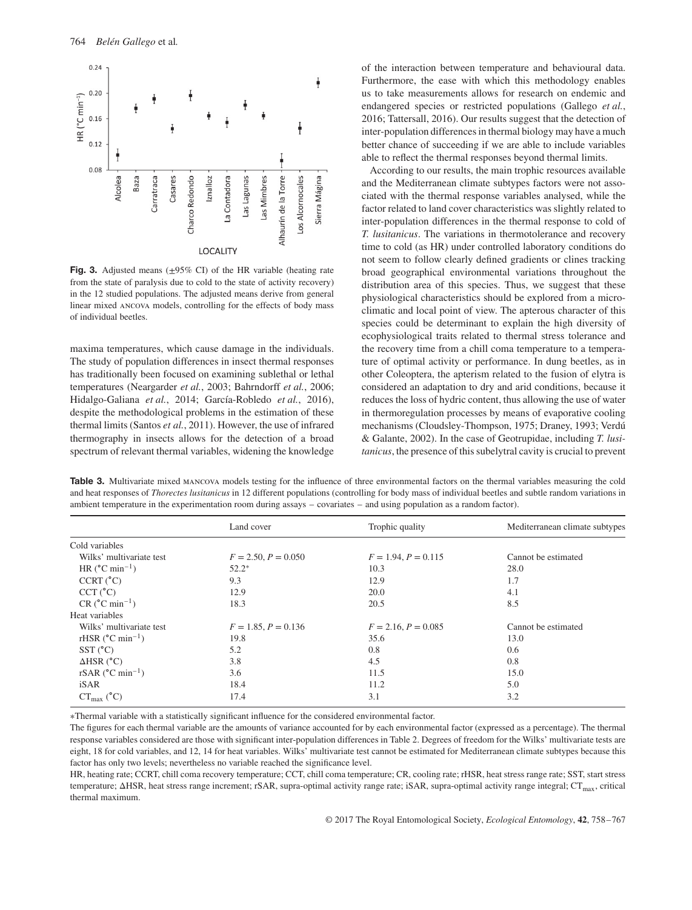Fig. 3. Adjusted means (±95% CI) of the HR variable (heating rate from the state of paralysis due to cold to the state of activity recovery) in the 12 studied populations. The adjusted means derive from general linear mixed ANCOVA models, controlling for the effects of body mass of individual beetles.

maxima temperatures, which cause damage in the individuals. The study of population differences in insect thermal responses has traditionally been focused on examining sublethal or lethal temperatures (Neargarder *et al.*, 2003; Bahrndorff *et al.*, 2006; Hidalgo-Galiana *et al.*, 2014; García-Robledo *et al.*, 2016), despite the methodological problems in the estimation of these thermal limits (Santos *et al.*, 2011). However, the use of infrared thermography in insects allows for the detection of a broad spectrum of relevant thermal variables, widening the knowledge of the interaction between temperature and behavioural data. Furthermore, the ease with which this methodology enables us to take measurements allows for research on endemic and endangered species or restricted populations (Gallego *et al.*, 2016; Tattersall, 2016). Our results suggest that the detection of inter-population differences in thermal biology may have a much better chance of succeeding if we are able to include variables able to reflect the thermal responses beyond thermal limits.

According to our results, the main trophic resources available and the Mediterranean climate subtypes factors were not associated with the thermal response variables analysed, while the factor related to land cover characteristics was slightly related to inter-population differences in the thermal response to cold of *T. lusitanicus*. The variations in thermotolerance and recovery time to cold (as HR) under controlled laboratory conditions do not seem to follow clearly defined gradients or clines tracking broad geographical environmental variations throughout the distribution area of this species. Thus, we suggest that these physiological characteristics should be explored from a microclimatic and local point of view. The apterous character of this species could be determinant to explain the high diversity of ecophysiological traits related to thermal stress tolerance and the recovery time from a chill coma temperature to a temperature of optimal activity or performance. In dung beetles, as in other Coleoptera, the apterism related to the fusion of elytra is considered an adaptation to dry and arid conditions, because it reduces the loss of hydric content, thus allowing the use of water in thermoregulation processes by means of evaporative cooling mechanisms (Cloudsley-Thompson, 1975; Draney, 1993; Verdú & Galante, 2002). In the case of Geotrupidae, including *T. lusitanicus*, the presence of this subelytral cavity is crucial to prevent

**Table 3.** Multivariate mixed MANCOVA models testing for the influence of three environmental factors on the thermal variables measuring the cold and heat responses of *Thorectes lusitanicus* in 12 different populations (controlling for body mass of individual beetles and subtle random variations in ambient temperature in the experimentation room during assays – covariates – and using population as a random factor).

| | Land cover | Trophic quality | Mediterranean climate subtypes |
|---|---|---|---|
| Cold variables | | | |
| Wilks' multivariate test | $F = 2.50, P = 0.050$ | $F = 1.94, P = 0.115$ | Cannot be estimated |
| HR (°C min$^{-1}$) | 52.2* | 10.3 | 28.0 |
| CCRT (°C) | 9.3 | 12.9 | 1.7 |
| CCT (°C) | 12.9 | 20.0 | 4.1 |
| CR (°C min$^{-1}$) | 18.3 | 20.5 | 8.5 |
| Heat variables | | | |
| Wilks' multivariate test | $F = 1.85, P = 0.136$ | $F = 2.16, P = 0.085$ | Cannot be estimated |
| rHSR (°C min$^{-1}$) | 19.8 | 35.6 | 13.0 |
| SST (°C) | 5.2 | 0.8 | 0.6 |
| ΔHSR (°C) | 3.8 | 4.5 | 0.8 |
| rSAR (°C min$^{-1}$) | 3.6 | 11.5 | 15.0 |
| iSAR | 18.4 | 11.2 | 5.0 |
| $CT_{max}$ (°C) | 17.4 | 3.1 | 3.2 |

*Thermal variable with a statistically significant influence for the considered environmental factor.

The figures for each thermal variable are the amounts of variance accounted for by each environmental factor (expressed as a percentage). The thermal response variables considered are those with significant inter-population differences in Table 2. Degrees of freedom for the Wilks' multivariate tests are eight, 18 for cold variables, and 12, 14 for heat variables. Wilks' multivariate test cannot be estimated for Mediterranean climate subtypes because this factor has only two levels; nevertheless no variable reached the significance level.

HR, heating rate; CCRT, chill coma recovery temperature; CCT, chill coma temperature; CR, cooling rate; rHSR, heat stress range rate; SST, start stress temperature; ΔHSR, heat stress range increment; rSAR, supra-optimal activity range rate; iSAR, supra-optimal activity range integral; $CT_{max}$, critical thermal maximum.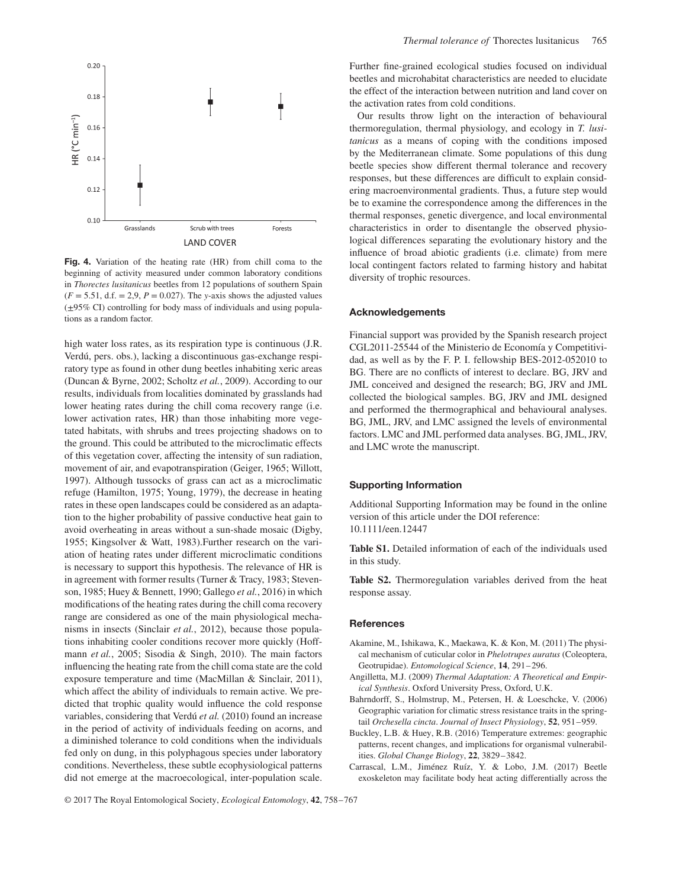**Fig. 4.** Variation of the heating rate (HR) from chill coma to the beginning of activity measured under common laboratory conditions in *Thorectes lusitanicus* beetles from 12 populations of southern Spain ($F = 5.51$, d.f. = 2,9, $P = 0.027$). The *y*-axis shows the adjusted values (±95% CI) controlling for body mass of individuals and using populations as a random factor.

high water loss rates, as its respiration type is continuous (J.R. Verdú, pers. obs.), lacking a discontinuous gas-exchange respiratory type as found in other dung beetles inhabiting xeric areas (Duncan & Byrne, 2002; Scholtz *et al.*, 2009). According to our results, individuals from localities dominated by grasslands had lower heating rates during the chill coma recovery range (i.e. lower activation rates, HR) than those inhabiting more vegetated habitats, with shrubs and trees projecting shadows on to the ground. This could be attributed to the microclimatic effects of this vegetation cover, affecting the intensity of sun radiation, movement of air, and evapotranspiration (Geiger, 1965; Willott, 1997). Although tussocks of grass can act as a microclimatic refuge (Hamilton, 1975; Young, 1979), the decrease in heating rates in these open landscapes could be considered as an adaptation to the higher probability of passive conductive heat gain to avoid overheating in areas without a sun-shade mosaic (Digby, 1955; Kingsolver & Watt, 1983).Further research on the variation of heating rates under different microclimatic conditions is necessary to support this hypothesis. The relevance of HR is in agreement with former results (Turner & Tracy, 1983; Stevenson, 1985; Huey & Bennett, 1990; Gallego *et al.*, 2016) in which modifications of the heating rates during the chill coma recovery range are considered as one of the main physiological mechanisms in insects (Sinclair *et al.*, 2012), because those populations inhabiting cooler conditions recover more quickly (Hoffmann *et al.*, 2005; Sisodia & Singh, 2010). The main factors influencing the heating rate from the chill coma state are the cold exposure temperature and time (MacMillan & Sinclair, 2011), which affect the ability of individuals to remain active. We predicted that trophic quality would influence the cold response variables, considering that Verdú *et al.* (2010) found an increase in the period of activity of individuals feeding on acorns, and a diminished tolerance to cold conditions when the individuals fed only on dung, in this polyphagous species under laboratory conditions. Nevertheless, these subtle ecophysiological patterns did not emerge at the macroecological, inter-population scale. Further fine-grained ecological studies focused on individual beetles and microhabitat characteristics are needed to elucidate the effect of the interaction between nutrition and land cover on the activation rates from cold conditions.

Our results throw light on the interaction of behavioural thermoregulation, thermal physiology, and ecology in *T. lusitanicus* as a means of coping with the conditions imposed by the Mediterranean climate. Some populations of this dung beetle species show different thermal tolerance and recovery responses, but these differences are difficult to explain considering macroenvironmental gradients. Thus, a future step would be to examine the correspondence among the differences in the thermal responses, genetic divergence, and local environmental characteristics in order to disentangle the observed physiological differences separating the evolutionary history and the influence of broad abiotic gradients (i.e. climate) from mere local contingent factors related to farming history and habitat diversity of trophic resources.

## Acknowledgements

Financial support was provided by the Spanish research project CGL2011-25544 of the Ministerio de Economía y Competitividad, as well as by the F. P. I. fellowship BES-2012-052010 to BG. There are no conflicts of interest to declare. BG, JRV and JML conceived and designed the research; BG, JRV and JML collected the biological samples. BG, JRV and JML designed and performed the thermographical and behavioural analyses. BG, JML, JRV, and LMC assigned the levels of environmental factors. LMC and JML performed data analyses. BG, JML, JRV, and LMC wrote the manuscript.

## Supporting Information

Additional Supporting Information may be found in the online version of this article under the DOI reference: 10.1111/een.12447

**Table S1.** Detailed information of each of the individuals used in this study.

**Table S2.** Thermoregulation variables derived from the heat response assay.

## References

Akamine, M., Ishikawa, K., Maekawa, K. & Kon, M. (2011) The physical mechanism of cuticular color in *Phelotrupes auratus* (Coleoptera, Geotrupidae). *Entomological Science*, **14**, 291–296.

Angilletta, M.J. (2009) *Thermal Adaptation: A Theoretical and Empirical Synthesis*. Oxford University Press, Oxford, U.K.

Bahrndorff, S., Holmstrup, M., Petersen, H. & Loeschcke, V. (2006) Geographic variation for climatic stress resistance traits in the springtail *Orchesella cincta*. *Journal of Insect Physiology*, **52**, 951–959.

Buckley, L.B. & Huey, R.B. (2016) Temperature extremes: geographic patterns, recent changes, and implications for organismal vulnerabilities. *Global Change Biology*, **22**, 3829–3842.

Carrascal, L.M., Jiménez Ruíz, Y. & Lobo, J.M. (2017) Beetle exoskeleton may facilitate body heat acting differentially across the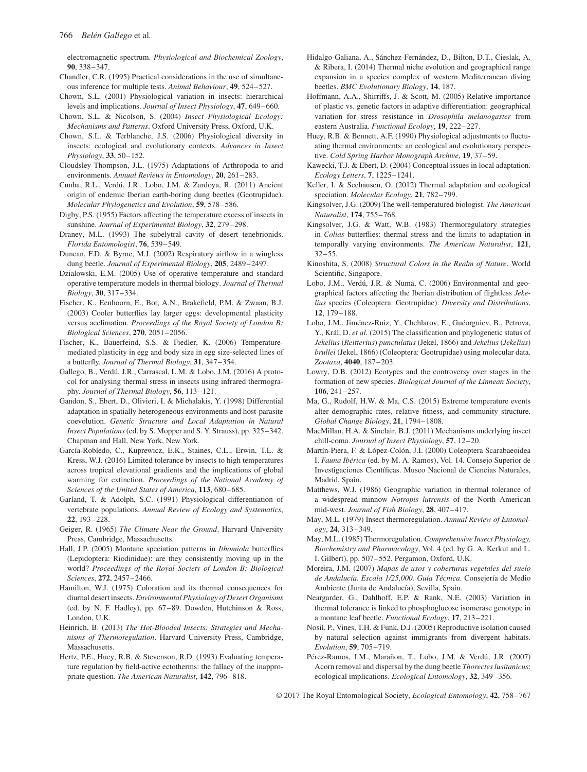electromagnetic spectrum. *Physiological and Biochemical Zoology*, **90**, 338–347.

Chandler, C.R. (1995) Practical considerations in the use of simultaneous inference for multiple tests. *Animal Behaviour*, **49**, 524–527.

Chown, S.L. (2001) Physiological variation in insects: hierarchical levels and implications. *Journal of Insect Physiology*, **47**, 649–660.

Chown, S.L. & Nicolson, S. (2004) *Insect Physiological Ecology: Mechanisms and Patterns*. Oxford University Press, Oxford, U.K.

Chown, S.L. & Terblanche, J.S. (2006) Physiological diversity in insects: ecological and evolutionary contexts. *Advances in Insect Physiology*, **33**, 50–152.

Cloudsley-Thompson, J.L. (1975) Adaptations of Arthropoda to arid environments. *Annual Reviews in Entomology*, **20**, 261–283.

Cunha, R.L., Verdú, J.R., Lobo, J.M. & Zardoya, R. (2011) Ancient origin of endemic Iberian earth-boring dung beetles (Geotrupidae). *Molecular Phylogenetics and Evolution*, **59**, 578–586.

Digby, P.S. (1955) Factors affecting the temperature excess of insects in sunshine. *Journal of Experimental Biology*, **32**, 279–298.

Draney, M.L. (1993) The subelytral cavity of desert tenebrionids. *Florida Entomologist*, **76**, 539–549.

Duncan, F.D. & Byrne, M.J. (2002) Respiratory airflow in a wingless dung beetle. *Journal of Experimental Biology*, **205**, 2489–2497.

Dzialowski, E.M. (2005) Use of operative temperature and standard operative temperature models in thermal biology. *Journal of Thermal Biology*, **30**, 317–334.

Fischer, K., Eenhoorn, E., Bot, A.N., Brakefield, P.M. & Zwaan, B.J. (2003) Cooler butterflies lay larger eggs: developmental plasticity versus acclimation. *Proceedings of the Royal Society of London B: Biological Sciences*, **270**, 2051–2056.

Fischer, K., Bauerfeind, S.S. & Fiedler, K. (2006) Temperature-mediated plasticity in egg and body size in egg size-selected lines of a butterfly. *Journal of Thermal Biology*, **31**, 347–354.

Gallego, B., Verdú, J.R., Carrascal, L.M. & Lobo, J.M. (2016) A protocol for analysing thermal stress in insects using infrared thermography. *Journal of Thermal Biology*, **56**, 113–121.

Gandon, S., Ebert, D., Olivieri, I. & Michalakis, Y. (1998) Differential adaptation in spatially heterogeneous environments and host-parasite coevolution. *Genetic Structure and Local Adaptation in Natural Insect Populations* (ed. by S. Mopper and S. Y. Strauss), pp. 325–342. Chapman and Hall, New York, New York.

García-Robledo, C., Kuprewicz, E.K., Staines, C.L., Erwin, T.L. & Kress, W.J. (2016) Limited tolerance by insects to high temperatures across tropical elevational gradients and the implications of global warming for extinction. *Proceedings of the National Academy of Sciences of the United States of America*, **113**, 680–685.

Garland, T. & Adolph, S.C. (1991) Physiological differentiation of vertebrate populations. *Annual Review of Ecology and Systematics*, **22**, 193–228.

Geiger, R. (1965) *The Climate Near the Ground*. Harvard University Press, Cambridge, Massachusetts.

Hall, J.P. (2005) Montane speciation patterns in *Ithomiola* butterflies (Lepidoptera: Riodinidae): are they consistently moving up in the world? *Proceedings of the Royal Society of London B: Biological Sciences*, **272**, 2457–2466.

Hamilton, W.J. (1975) Coloration and its thermal consequences for diurnal desert insects. *Environmental Physiology of Desert Organisms* (ed. by N. F. Hadley), pp. 67–89. Dowden, Hutchinson & Ross, London, U.K.

Heinrich, B. (2013) *The Hot-Blooded Insects: Strategies and Mechanisms of Thermoregulation*. Harvard University Press, Cambridge, Massachusetts.

Hertz, P.E., Huey, R.B. & Stevenson, R.D. (1993) Evaluating temperature regulation by field-active ectotherms: the fallacy of the inappropriate question. *The American Naturalist*, **142**, 796–818.

Hidalgo-Galiana, A., Sánchez-Fernández, D., Bilton, D.T., Cieslak, A. & Ribera, I. (2014) Thermal niche evolution and geographical range expansion in a species complex of western Mediterranean diving beetles. *BMC Evolutionary Biology*, **14**, 187.

Hoffmann, A.A., Shirriffs, J. & Scott, M. (2005) Relative importance of plastic vs. genetic factors in adaptive differentiation: geographical variation for stress resistance in *Drosophila melanogaster* from eastern Australia. *Functional Ecology*, **19**, 222–227.

Huey, R.B. & Bennett, A.F. (1990) Physiological adjustments to fluctuating thermal environments: an ecological and evolutionary perspective. *Cold Spring Harbor Monograph Archive*, **19**, 37–59.

Kawecki, T.J. & Ebert, D. (2004) Conceptual issues in local adaptation. *Ecology Letters*, **7**, 1225–1241.

Keller, I. & Seehausen, O. (2012) Thermal adaptation and ecological speciation. *Molecular Ecology*, **21**, 782–799.

Kingsolver, J.G. (2009) The well-temperatured biologist. *The American Naturalist*, **174**, 755–768.

Kingsolver, J.G. & Watt, W.B. (1983) Thermoregulatory strategies in *Colias* butterflies: thermal stress and the limits to adaptation in temporally varying environments. *The American Naturalist*, **121**, 32–55.

Kinoshita, S. (2008) *Structural Colors in the Realm of Nature*. World Scientific, Singapore.

Lobo, J.M., Verdú, J.R. & Numa, C. (2006) Environmental and geographical factors affecting the Iberian distribution of flightless *Jekelius* species (Coleoptera: Geotrupidae). *Diversity and Distributions*, **12**, 179–188.

Lobo, J.M., Jiménez-Ruiz, Y., Chehlarov, E., Guéorguiev, B., Petrova, Y., Král, D. *et al.* (2015) The classification and phylogenetic status of *Jekelius* (*Reitterius*) *punctulatus* (Jekel, 1866) and *Jekelius* (*Jekelius*) *brullei* (Jekel, 1866) (Coleoptera: Geotrupidae) using molecular data. *Zootaxa*, **4040**, 187–203.

Lowry, D.B. (2012) Ecotypes and the controversy over stages in the formation of new species. *Biological Journal of the Linnean Society*, **106**, 241–257.

Ma, G., Rudolf, H.W. & Ma, C.S. (2015) Extreme temperature events alter demographic rates, relative fitness, and community structure. *Global Change Biology*, **21**, 1794–1808.

MacMillan, H.A. & Sinclair, B.J. (2011) Mechanisms underlying insect chill-coma. *Journal of Insect Physiology*, **57**, 12–20.

Martín-Piera, F. & López-Colón, J.I. (2000) Coleoptera Scarabaeoidea I. *Fauna Ibérica* (ed. by M. A. Ramos), Vol. 14. Consejo Superior de Investigaciones Científicas. Museo Nacional de Ciencias Naturales, Madrid, Spain.

Matthews, W.J. (1986) Geographic variation in thermal tolerance of a widespread minnow *Notropis lutrensis* of the North American mid-west. *Journal of Fish Biology*, **28**, 407–417.

May, M.L. (1979) Insect thermoregulation. *Annual Review of Entomology*, **24**, 313–349.

May, M.L. (1985) Thermoregulation. *Comprehensive Insect Physiology, Biochemistry and Pharmacology*, Vol. 4 (ed. by G. A. Kerkut and L. I. Gilbert), pp. 507–552. Pergamon, Oxford, U.K.

Moreira, J.M. (2007) *Mapas de usos y coberturas vegetales del suelo de Andalucía. Escala 1/25,000. Guía Técnica*. Consejería de Medio Ambiente (Junta de Andalucía), Sevilla, Spain.

Neargarder, G., Dahlhoff, E.P. & Rank, N.E. (2003) Variation in thermal tolerance is linked to phosphoglucose isomerase genotype in a montane leaf beetle. *Functional Ecology*, **17**, 213–221.

Nosil, P., Vines, T.H. & Funk, D.J. (2005) Reproductive isolation caused by natural selection against immigrants from divergent habitats. *Evolution*, **59**, 705–719.

Pérez-Ramos, I.M., Marañon, T., Lobo, J.M. & Verdú, J.R. (2007) Acorn removal and dispersal by the dung beetle *Thorectes lusitanicus*: ecological implications. *Ecological Entomology*, **32**, 349–356.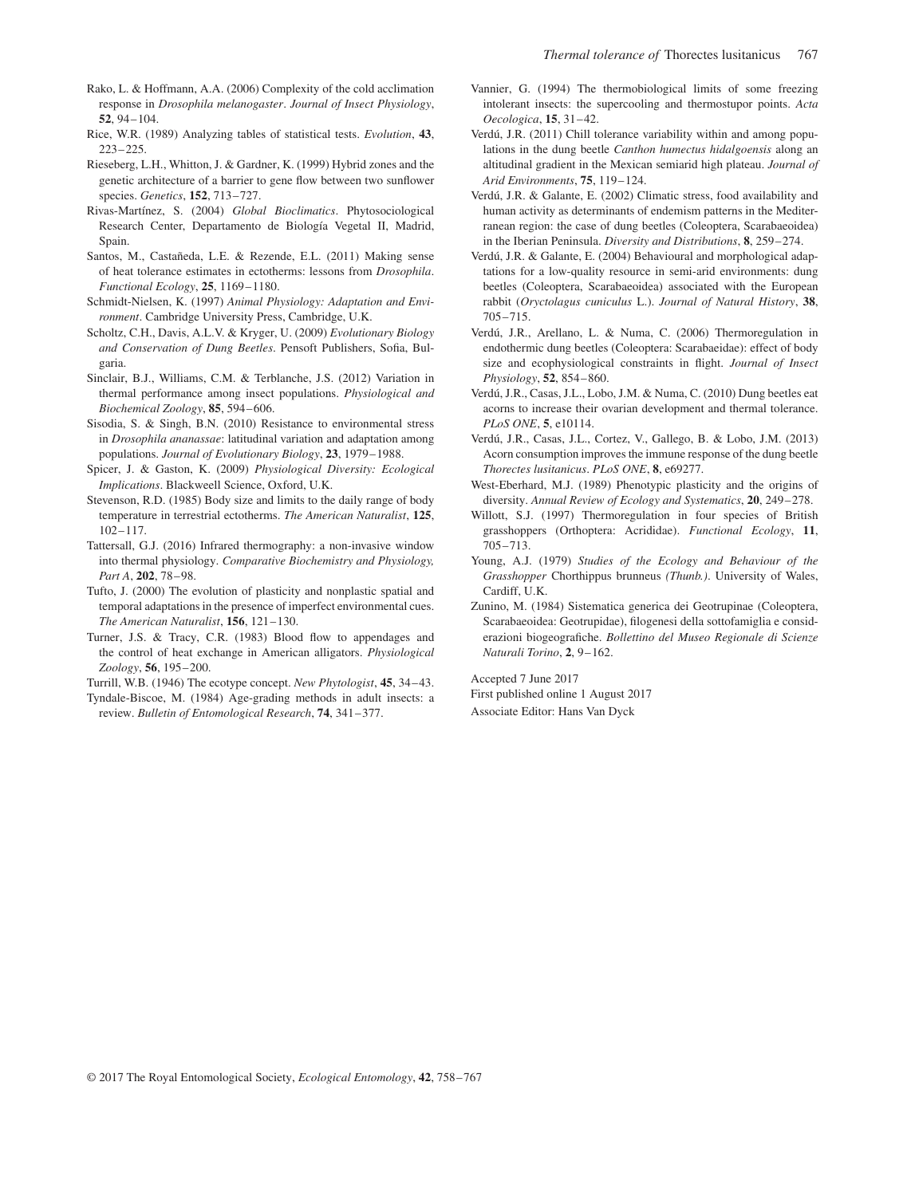Rako, L. & Hoffmann, A.A. (2006) Complexity of the cold acclimation response in *Drosophila melanogaster*. *Journal of Insect Physiology*, **52**, 94–104.

Rice, W.R. (1989) Analyzing tables of statistical tests. *Evolution*, **43**, 223–225.

Rieseberg, L.H., Whitton, J. & Gardner, K. (1999) Hybrid zones and the genetic architecture of a barrier to gene flow between two sunflower species. *Genetics*, **152**, 713–727.

Rivas-Martínez, S. (2004) *Global Bioclimatics*. Phytosociological Research Center, Departamento de Biología Vegetal II, Madrid, Spain.

Santos, M., Castañeda, L.E. & Rezende, E.L. (2011) Making sense of heat tolerance estimates in ectotherms: lessons from *Drosophila*. *Functional Ecology*, **25**, 1169–1180.

Schmidt-Nielsen, K. (1997) *Animal Physiology: Adaptation and Environment*. Cambridge University Press, Cambridge, U.K.

Scholtz, C.H., Davis, A.L.V. & Kryger, U. (2009) *Evolutionary Biology and Conservation of Dung Beetles*. Pensoft Publishers, Sofia, Bulgaria.

Sinclair, B.J., Williams, C.M. & Terblanche, J.S. (2012) Variation in thermal performance among insect populations. *Physiological and Biochemical Zoology*, **85**, 594–606.

Sisodia, S. & Singh, B.N. (2010) Resistance to environmental stress in *Drosophila ananassae*: latitudinal variation and adaptation among populations. *Journal of Evolutionary Biology*, **23**, 1979–1988.

Spicer, J. & Gaston, K. (2009) *Physiological Diversity: Ecological Implications*. Blackweell Science, Oxford, U.K.

Stevenson, R.D. (1985) Body size and limits to the daily range of body temperature in terrestrial ectotherms. *The American Naturalist*, **125**, 102–117.

Tattersall, G.J. (2016) Infrared thermography: a non-invasive window into thermal physiology. *Comparative Biochemistry and Physiology, Part A*, **202**, 78–98.

Tufto, J. (2000) The evolution of plasticity and nonplastic spatial and temporal adaptations in the presence of imperfect environmental cues. *The American Naturalist*, **156**, 121–130.

Turner, J.S. & Tracy, C.R. (1983) Blood flow to appendages and the control of heat exchange in American alligators. *Physiological Zoology*, **56**, 195–200.

Turrill, W.B. (1946) The ecotype concept. *New Phytologist*, **45**, 34–43.

Tyndale-Biscoe, M. (1984) Age-grading methods in adult insects: a review. *Bulletin of Entomological Research*, **74**, 341–377.

Vannier, G. (1994) The thermobiological limits of some freezing intolerant insects: the supercooling and thermostupor points. *Acta Oecologica*, **15**, 31–42.

Verdú, J.R. (2011) Chill tolerance variability within and among populations in the dung beetle *Canthon humectus hidalgoensis* along an altitudinal gradient in the Mexican semiarid high plateau. *Journal of Arid Environments*, **75**, 119–124.

Verdú, J.R. & Galante, E. (2002) Climatic stress, food availability and human activity as determinants of endemism patterns in the Mediterranean region: the case of dung beetles (Coleoptera, Scarabaeoidea) in the Iberian Peninsula. *Diversity and Distributions*, **8**, 259–274.

Verdú, J.R. & Galante, E. (2004) Behavioural and morphological adaptations for a low-quality resource in semi-arid environments: dung beetles (Coleoptera, Scarabaeoidea) associated with the European rabbit (*Oryctolagus cuniculus* L.). *Journal of Natural History*, **38**, 705–715.

Verdú, J.R., Arellano, L. & Numa, C. (2006) Thermoregulation in endothermic dung beetles (Coleoptera: Scarabaeidae): effect of body size and ecophysiological constraints in flight. *Journal of Insect Physiology*, **52**, 854–860.

Verdú, J.R., Casas, J.L., Lobo, J.M. & Numa, C. (2010) Dung beetles eat acorns to increase their ovarian development and thermal tolerance. *PLoS ONE*, **5**, e10114.

Verdú, J.R., Casas, J.L., Cortez, V., Gallego, B. & Lobo, J.M. (2013) Acorn consumption improves the immune response of the dung beetle *Thorectes lusitanicus*. *PLoS ONE*, **8**, e69277.

West-Eberhard, M.J. (1989) Phenotypic plasticity and the origins of diversity. *Annual Review of Ecology and Systematics*, **20**, 249–278.

Willott, S.J. (1997) Thermoregulation in four species of British grasshoppers (Orthoptera: Acrididae). *Functional Ecology*, **11**, 705–713.

Young, A.J. (1979) *Studies of the Ecology and Behaviour of the Grasshopper* Chorthippus brunneus *(Thunb.)*. University of Wales, Cardiff, U.K.

Zunino, M. (1984) Sistematica generica dei Geotrupinae (Coleoptera, Scarabaeoidea: Geotrupidae), filogenesi della sottofamiglia e considerazioni biogeografiche. *Bollettino del Museo Regionale di Scienze Naturali Torino*, **2**, 9–162.

Accepted 7 June 2017
First published online 1 August 2017
Associate Editor: Hans Van Dyck